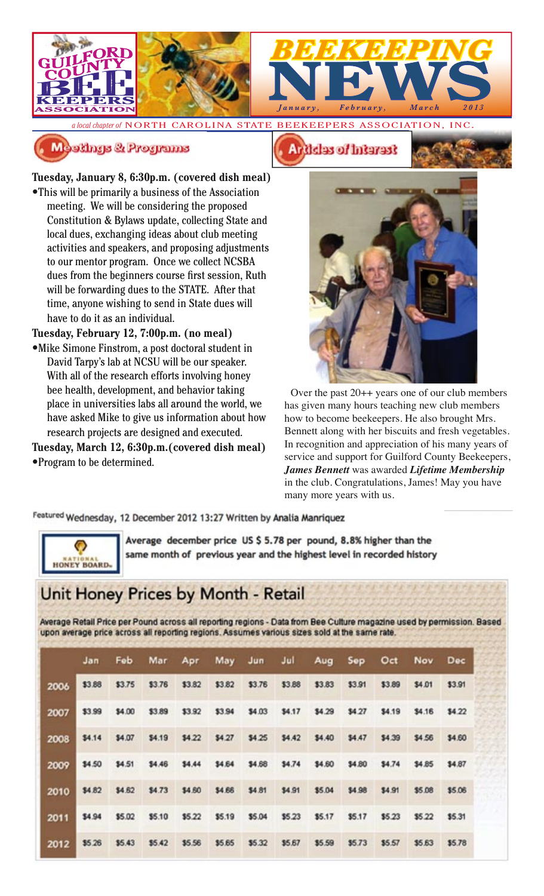# GUILFORD COUNTY BEE KEEPERS ASSOCIATION

# BEEKEEPING NEWS

*January, February, March 2013*

*a local chapter of* NORTH CAROLINA STATE BEEKEEPERS ASSOCIATION, INC.

## Meetings & Programs

**Tuesday, January 8, 6:30p.m. (covered dish meal)**

- This will be primarily a business of the Association meeting. We will be considering the proposed Constitution & Bylaws update, collecting State and local dues, exchanging ideas about club meeting activities and speakers, and proposing adjustments to our mentor program. Once we collect NCSBA dues from the beginners course first session, Ruth will be forwarding dues to the STATE. After that time, anyone wishing to send in State dues will have to do it as an individual.

**Tuesday, February 12, 7:00p.m. (no meal)**

- Mike Simone Finstrom, a post doctoral student in David Tarpy's lab at NCSU will be our speaker. With all of the research efforts involving honey bee health, development, and behavior taking place in universities labs all around the world, we have asked Mike to give us information about how research projects are designed and executed.

**Tuesday, March 12, 6:30p.m.(covered dish meal)**

- Program to be determined.

## Articles of Interest

Over the past 20++ years one of our club members has given many hours teaching new club members how to become beekeepers. He also brought Mrs. Bennett along with her biscuits and fresh vegetables. In recognition and appreciation of his many years of service and support for Guilford County Beekeepers, ***James Bennett*** was awarded ***Lifetime Membership*** in the club. Congratulations, James! May you have many more years with us.

Featured Wednesday, 12 December 2012 13:27 Written by Analia Manriquez

NATIONAL HONEY BOARD

**Average december price US $ 5.78 per pound, 8.8% higher than the same month of previous year and the highest level in recorded history**

## Unit Honey Prices by Month - Retail

Average Retail Price per Pound across all reporting regions - Data from Bee Culture magazine used by permission. Based upon average price across all reporting regions. Assumes various sizes sold at the same rate.

| | Jan | Feb | Mar | Apr | May | Jun | Jul | Aug | Sep | Oct | Nov | Dec |
|---|---|---|---|---|---|---|---|---|---|---|---|---|
| 2006 | $3.88 | $3.75 | $3.76 | $3.82 | $3.82 | $3.76 | $3.88 | $3.83 | $3.91 | $3.89 | $4.01 | $3.91 |
| 2007 | $3.99 | $4.00 | $3.89 | $3.92 | $3.94 | $4.03 | $4.17 | $4.29 | $4.27 | $4.19 | $4.16 | $4.22 |
| 2008 | $4.14 | $4.07 | $4.19 | $4.22 | $4.27 | $4.25 | $4.42 | $4.40 | $4.47 | $4.39 | $4.56 | $4.60 |
| 2009 | $4.50 | $4.51 | $4.46 | $4.44 | $4.64 | $4.68 | $4.74 | $4.60 | $4.80 | $4.74 | $4.85 | $4.87 |
| 2010 | $4.82 | $4.62 | $4.73 | $4.60 | $4.66 | $4.81 | $4.91 | $5.04 | $4.98 | $4.91 | $5.08 | $5.06 |
| 2011 | $4.94 | $5.02 | $5.10 | $5.22 | $5.19 | $5.04 | $5.23 | $5.17 | $5.17 | $5.23 | $5.22 | $5.31 |
| 2012 | $5.26 | $5.43 | $5.42 | $5.56 | $5.65 | $5.32 | $5.67 | $5.59 | $5.73 | $5.57 | $5.63 | $5.78 |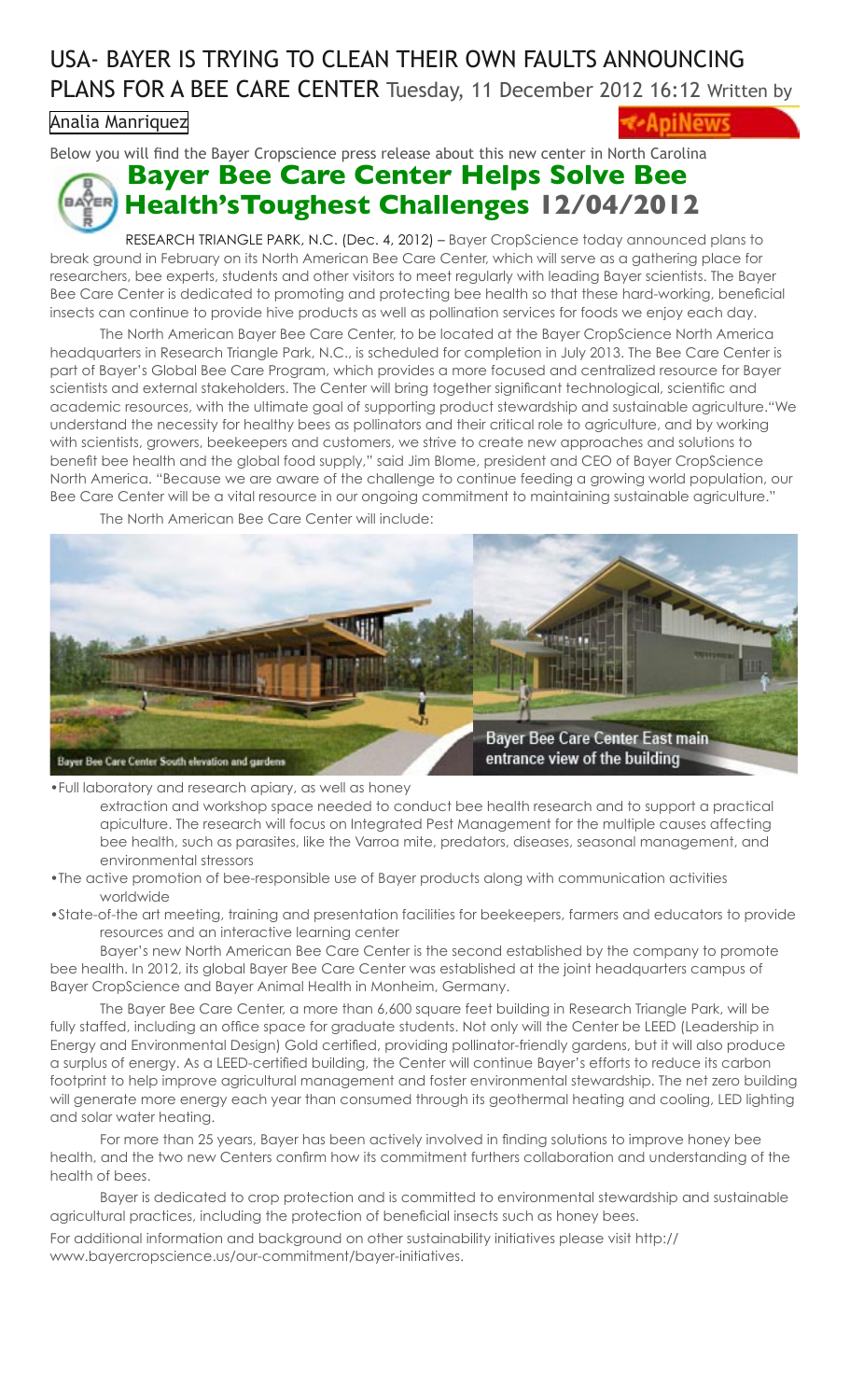# USA- BAYER IS TRYING TO CLEAN THEIR OWN FAULTS ANNOUNCING PLANS FOR A BEE CARE CENTER

Tuesday, 11 December 2012 16:12 Written by Analia Manriquez

Below you will find the Bayer Cropscience press release about this new center in North Carolina

## Bayer Bee Care Center Helps Solve Bee Health'sToughest Challenges 12/04/2012

RESEARCH TRIANGLE PARK, N.C. (Dec. 4, 2012) – Bayer CropScience today announced plans to break ground in February on its North American Bee Care Center, which will serve as a gathering place for researchers, bee experts, students and other visitors to meet regularly with leading Bayer scientists. The Bayer Bee Care Center is dedicated to promoting and protecting bee health so that these hard-working, beneficial insects can continue to provide hive products as well as pollination services for foods we enjoy each day.

The North American Bayer Bee Care Center, to be located at the Bayer CropScience North America headquarters in Research Triangle Park, N.C., is scheduled for completion in July 2013. The Bee Care Center is part of Bayer's Global Bee Care Program, which provides a more focused and centralized resource for Bayer scientists and external stakeholders. The Center will bring together significant technological, scientific and academic resources, with the ultimate goal of supporting product stewardship and sustainable agriculture."We understand the necessity for healthy bees as pollinators and their critical role to agriculture, and by working with scientists, growers, beekeepers and customers, we strive to create new approaches and solutions to benefit bee health and the global food supply," said Jim Blome, president and CEO of Bayer CropScience North America. "Because we are aware of the challenge to continue feeding a growing world population, our Bee Care Center will be a vital resource in our ongoing commitment to maintaining sustainable agriculture."

The North American Bee Care Center will include:

Bayer Bee Care Center South elevation and gardens

Bayer Bee Care Center East main entrance view of the building

- Full laboratory and research apiary, as well as honey extraction and workshop space needed to conduct bee health research and to support a practical apiculture. The research will focus on Integrated Pest Management for the multiple causes affecting bee health, such as parasites, like the Varroa mite, predators, diseases, seasonal management, and environmental stressors
- The active promotion of bee-responsible use of Bayer products along with communication activities worldwide
- State-of-the art meeting, training and presentation facilities for beekeepers, farmers and educators to provide resources and an interactive learning center

Bayer's new North American Bee Care Center is the second established by the company to promote bee health. In 2012, its global Bayer Bee Care Center was established at the joint headquarters campus of Bayer CropScience and Bayer Animal Health in Monheim, Germany.

The Bayer Bee Care Center, a more than 6,600 square feet building in Research Triangle Park, will be fully staffed, including an office space for graduate students. Not only will the Center be LEED (Leadership in Energy and Environmental Design) Gold certified, providing pollinator-friendly gardens, but it will also produce a surplus of energy. As a LEED-certified building, the Center will continue Bayer's efforts to reduce its carbon footprint to help improve agricultural management and foster environmental stewardship. The net zero building will generate more energy each year than consumed through its geothermal heating and cooling, LED lighting and solar water heating.

For more than 25 years, Bayer has been actively involved in finding solutions to improve honey bee health, and the two new Centers confirm how its commitment furthers collaboration and understanding of the health of bees.

Bayer is dedicated to crop protection and is committed to environmental stewardship and sustainable agricultural practices, including the protection of beneficial insects such as honey bees.

For additional information and background on other sustainability initiatives please visit http://www.bayercropscience.us/our-commitment/bayer-initiatives.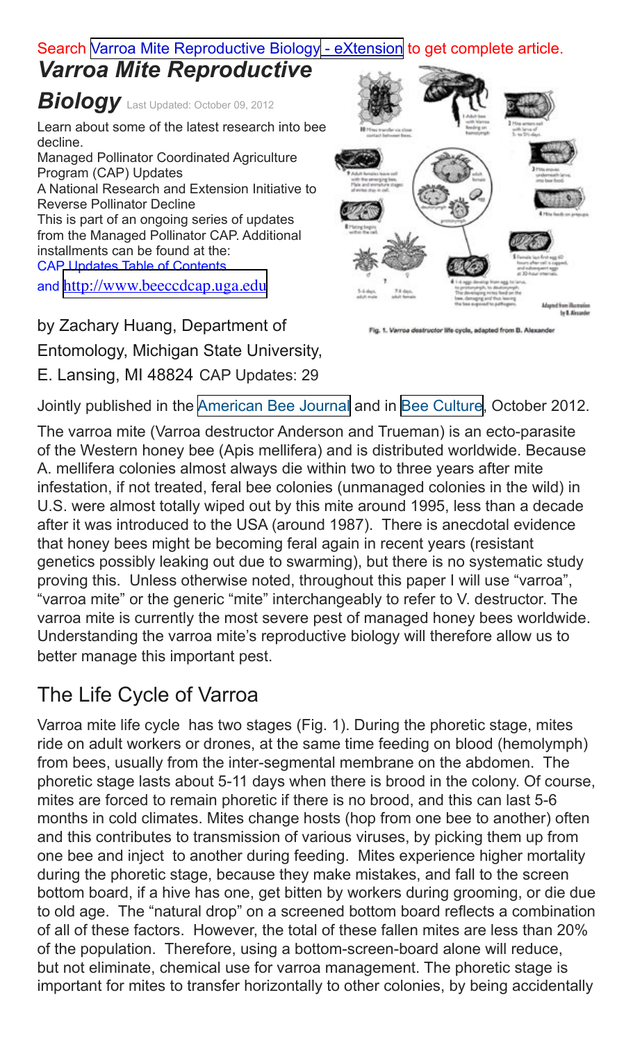Search Varroa Mite Reproductive Biology - eXtension to get complete article.

# *Varroa Mite Reproductive Biology*

Last Updated: October 09, 2012

Learn about some of the latest research into bee decline.

Managed Pollinator Coordinated Agriculture Program (CAP) Updates

A National Research and Extension Initiative to Reverse Pollinator Decline

This is part of an ongoing series of updates from the Managed Pollinator CAP. Additional installments can be found at the: CAP Updates Table of Contents and http://www.beeccdcap.uga.edu

by Zachary Huang, Department of Entomology, Michigan State University, E. Lansing, MI 48824 CAP Updates: 29

Fig. 1. *Varroa destructor* life cycle, adapted from B. Alexander

Jointly published in the American Bee Journal and in Bee Culture, October 2012.

The varroa mite (Varroa destructor Anderson and Trueman) is an ecto-parasite of the Western honey bee (Apis mellifera) and is distributed worldwide. Because A. mellifera colonies almost always die within two to three years after mite infestation, if not treated, feral bee colonies (unmanaged colonies in the wild) in U.S. were almost totally wiped out by this mite around 1995, less than a decade after it was introduced to the USA (around 1987). There is anecdotal evidence that honey bees might be becoming feral again in recent years (resistant genetics possibly leaking out due to swarming), but there is no systematic study proving this. Unless otherwise noted, throughout this paper I will use "varroa", "varroa mite" or the generic "mite" interchangeably to refer to V. destructor. The varroa mite is currently the most severe pest of managed honey bees worldwide. Understanding the varroa mite's reproductive biology will therefore allow us to better manage this important pest.

## The Life Cycle of Varroa

Varroa mite life cycle has two stages (Fig. 1). During the phoretic stage, mites ride on adult workers or drones, at the same time feeding on blood (hemolymph) from bees, usually from the inter-segmental membrane on the abdomen. The phoretic stage lasts about 5-11 days when there is brood in the colony. Of course, mites are forced to remain phoretic if there is no brood, and this can last 5-6 months in cold climates. Mites change hosts (hop from one bee to another) often and this contributes to transmission of various viruses, by picking them up from one bee and inject to another during feeding. Mites experience higher mortality during the phoretic stage, because they make mistakes, and fall to the screen bottom board, if a hive has one, get bitten by workers during grooming, or die due to old age. The "natural drop" on a screened bottom board reflects a combination of all of these factors. However, the total of these fallen mites are less than 20% of the population. Therefore, using a bottom-screen-board alone will reduce, but not eliminate, chemical use for varroa management. The phoretic stage is important for mites to transfer horizontally to other colonies, by being accidentally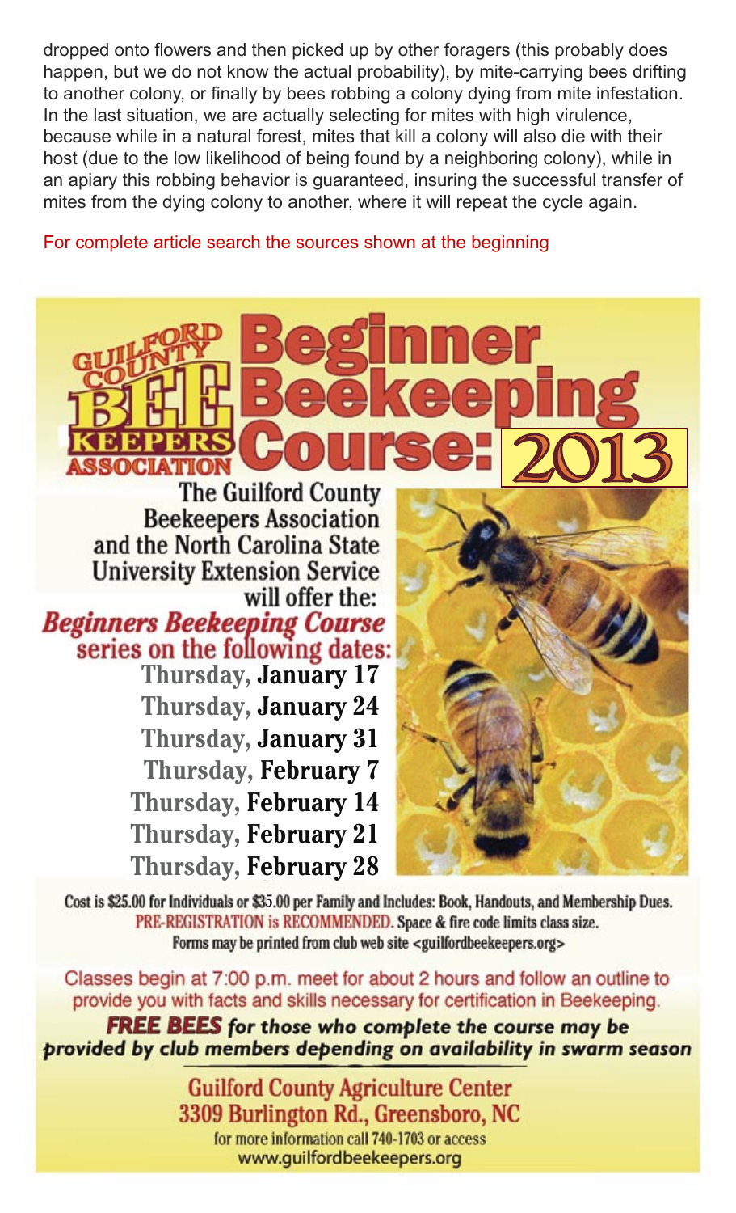dropped onto flowers and then picked up by other foragers (this probably does happen, but we do not know the actual probability), by mite-carrying bees drifting to another colony, or finally by bees robbing a colony dying from mite infestation. In the last situation, we are actually selecting for mites with high virulence, because while in a natural forest, mites that kill a colony will also die with their host (due to the low likelihood of being found by a neighboring colony), while in an apiary this robbing behavior is guaranteed, insuring the successful transfer of mites from the dying colony to another, where it will repeat the cycle again.

For complete article search the sources shown at the beginning

# Beginner Beekeeping Course: 2013

GUILFORD COUNTY BEE KEEPERS ASSOCIATION

The Guilford County Beekeepers Association and the North Carolina State University Extension Service will offer the:

***Beginners Beekeeping Course*** series on the following dates:

- Thursday, **January 17**
- Thursday, **January 24**
- Thursday, **January 31**
- Thursday, **February 7**
- Thursday, **February 14**
- Thursday, **February 21**
- Thursday, **February 28**

**Cost is $25.00 for Individuals or $35.00 per Family and Includes: Book, Handouts, and Membership Dues.**

PRE-REGISTRATION is RECOMMENDED. Space & fire code limits class size.

Forms may be printed from club web site <guilfordbeekeepers.org>

Classes begin at 7:00 p.m. meet for about 2 hours and follow an outline to provide you with facts and skills necessary for certification in Beekeeping.

***FREE BEES for those who complete the course may be provided by club members depending on availability in swarm season***

**Guilford County Agriculture Center**
**3309 Burlington Rd., Greensboro, NC**

for more information call 740-1703 or access
www.guilfordbeekeepers.org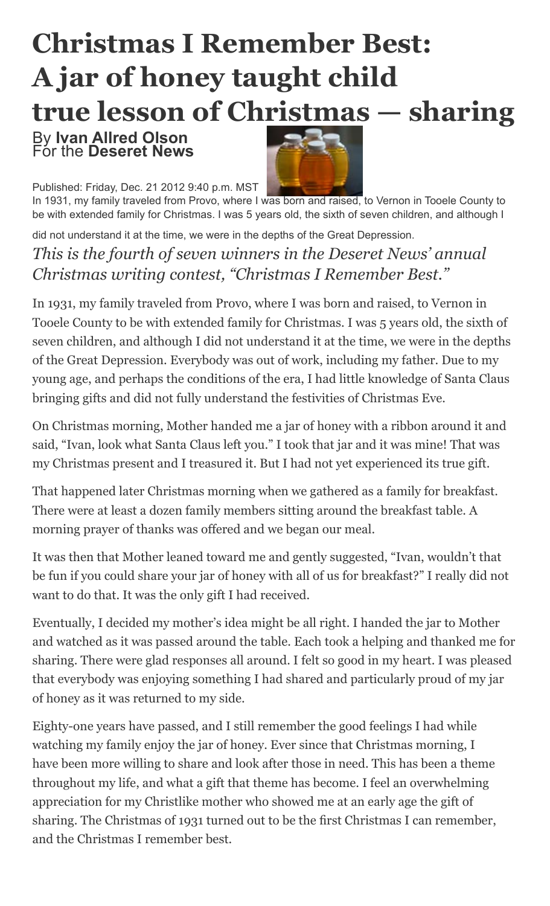# Christmas I Remember Best: A jar of honey taught child true lesson of Christmas — sharing

By **Ivan Allred Olson**
For the **Deseret News**

Published: Friday, Dec. 21 2012 9:40 p.m. MST

In 1931, my family traveled from Provo, where I was born and raised, to Vernon in Tooele County to be with extended family for Christmas. I was 5 years old, the sixth of seven children, and although I did not understand it at the time, we were in the depths of the Great Depression.

*This is the fourth of seven winners in the Deseret News' annual Christmas writing contest, "Christmas I Remember Best."*

In 1931, my family traveled from Provo, where I was born and raised, to Vernon in Tooele County to be with extended family for Christmas. I was 5 years old, the sixth of seven children, and although I did not understand it at the time, we were in the depths of the Great Depression. Everybody was out of work, including my father. Due to my young age, and perhaps the conditions of the era, I had little knowledge of Santa Claus bringing gifts and did not fully understand the festivities of Christmas Eve.

On Christmas morning, Mother handed me a jar of honey with a ribbon around it and said, "Ivan, look what Santa Claus left you." I took that jar and it was mine! That was my Christmas present and I treasured it. But I had not yet experienced its true gift.

That happened later Christmas morning when we gathered as a family for breakfast. There were at least a dozen family members sitting around the breakfast table. A morning prayer of thanks was offered and we began our meal.

It was then that Mother leaned toward me and gently suggested, "Ivan, wouldn't that be fun if you could share your jar of honey with all of us for breakfast?" I really did not want to do that. It was the only gift I had received.

Eventually, I decided my mother's idea might be all right. I handed the jar to Mother and watched as it was passed around the table. Each took a helping and thanked me for sharing. There were glad responses all around. I felt so good in my heart. I was pleased that everybody was enjoying something I had shared and particularly proud of my jar of honey as it was returned to my side.

Eighty-one years have passed, and I still remember the good feelings I had while watching my family enjoy the jar of honey. Ever since that Christmas morning, I have been more willing to share and look after those in need. This has been a theme throughout my life, and what a gift that theme has become. I feel an overwhelming appreciation for my Christlike mother who showed me at an early age the gift of sharing. The Christmas of 1931 turned out to be the first Christmas I can remember, and the Christmas I remember best.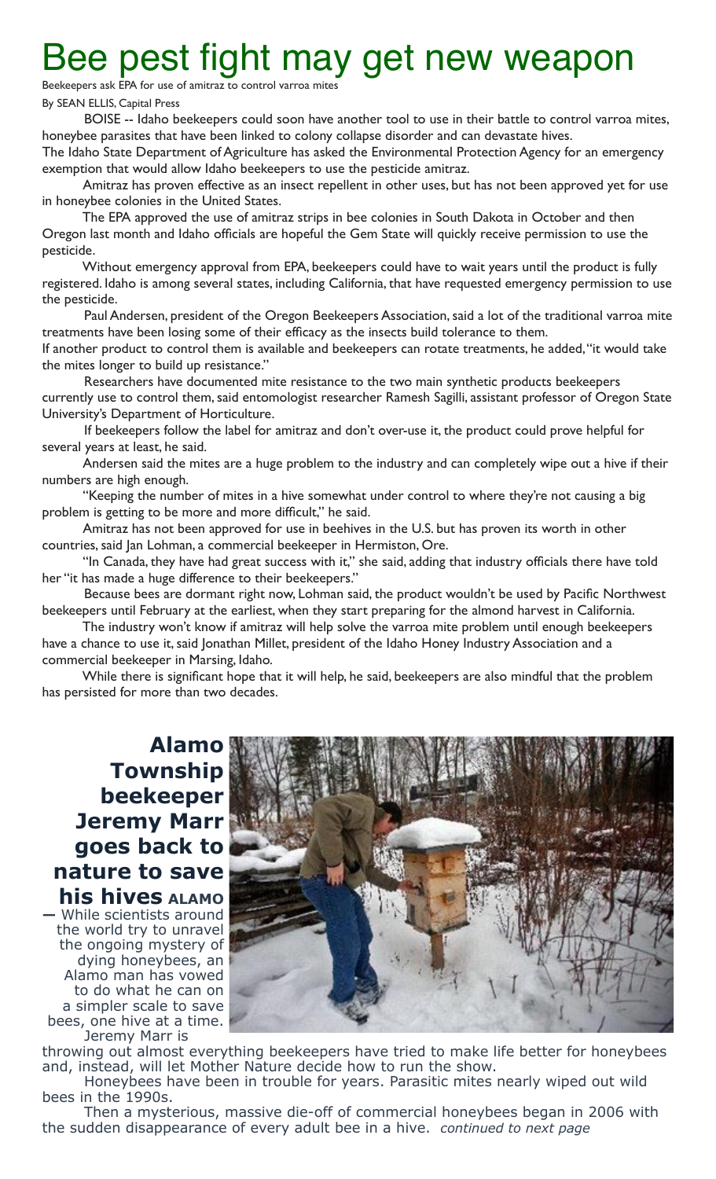# Bee pest fight may get new weapon

Beekeepers ask EPA for use of amitraz to control varroa mites

By SEAN ELLIS, Capital Press

BOISE -- Idaho beekeepers could soon have another tool to use in their battle to control varroa mites, honeybee parasites that have been linked to colony collapse disorder and can devastate hives.

The Idaho State Department of Agriculture has asked the Environmental Protection Agency for an emergency exemption that would allow Idaho beekeepers to use the pesticide amitraz.

Amitraz has proven effective as an insect repellent in other uses, but has not been approved yet for use in honeybee colonies in the United States.

The EPA approved the use of amitraz strips in bee colonies in South Dakota in October and then Oregon last month and Idaho officials are hopeful the Gem State will quickly receive permission to use the pesticide.

Without emergency approval from EPA, beekeepers could have to wait years until the product is fully registered. Idaho is among several states, including California, that have requested emergency permission to use the pesticide.

Paul Andersen, president of the Oregon Beekeepers Association, said a lot of the traditional varroa mite treatments have been losing some of their efficacy as the insects build tolerance to them.

If another product to control them is available and beekeepers can rotate treatments, he added, "it would take the mites longer to build up resistance."

Researchers have documented mite resistance to the two main synthetic products beekeepers currently use to control them, said entomologist researcher Ramesh Sagilli, assistant professor of Oregon State University's Department of Horticulture.

If beekeepers follow the label for amitraz and don't over-use it, the product could prove helpful for several years at least, he said.

Andersen said the mites are a huge problem to the industry and can completely wipe out a hive if their numbers are high enough.

"Keeping the number of mites in a hive somewhat under control to where they're not causing a big problem is getting to be more and more difficult," he said.

Amitraz has not been approved for use in beehives in the U.S. but has proven its worth in other countries, said Jan Lohman, a commercial beekeeper in Hermiston, Ore.

"In Canada, they have had great success with it," she said, adding that industry officials there have told her "it has made a huge difference to their beekeepers."

Because bees are dormant right now, Lohman said, the product wouldn't be used by Pacific Northwest beekeepers until February at the earliest, when they start preparing for the almond harvest in California.

The industry won't know if amitraz will help solve the varroa mite problem until enough beekeepers have a chance to use it, said Jonathan Millet, president of the Idaho Honey Industry Association and a commercial beekeeper in Marsing, Idaho.

While there is significant hope that it will help, he said, beekeepers are also mindful that the problem has persisted for more than two decades.

## Alamo Township beekeeper Jeremy Marr goes back to nature to save his hives

**ALAMO** — While scientists around the world try to unravel the ongoing mystery of dying honeybees, an Alamo man has vowed to do what he can on a simpler scale to save bees, one hive at a time. Jeremy Marr is throwing out almost everything beekeepers have tried to make life better for honeybees and, instead, will let Mother Nature decide how to run the show.

Honeybees have been in trouble for years. Parasitic mites nearly wiped out wild bees in the 1990s.

Then a mysterious, massive die-off of commercial honeybees began in 2006 with the sudden disappearance of every adult bee in a hive. *continued to next page*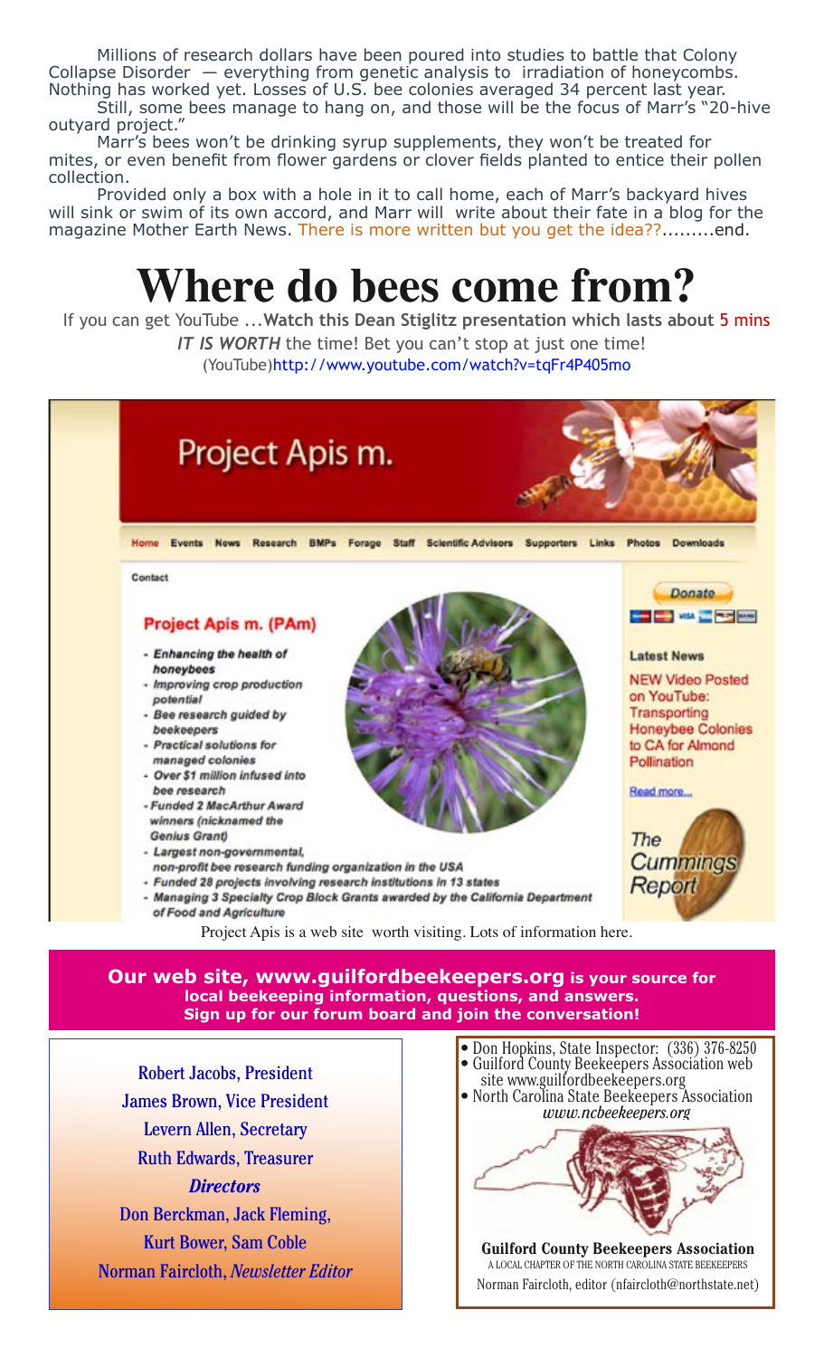Millions of research dollars have been poured into studies to battle that Colony Collapse Disorder — everything from genetic analysis to irradiation of honeycombs. Nothing has worked yet. Losses of U.S. bee colonies averaged 34 percent last year.

Still, some bees manage to hang on, and those will be the focus of Marr's "20-hive outyard project."

Marr's bees won't be drinking syrup supplements, they won't be treated for mites, or even benefit from flower gardens or clover fields planted to entice their pollen collection.

Provided only a box with a hole in it to call home, each of Marr's backyard hives will sink or swim of its own accord, and Marr will write about their fate in a blog for the magazine Mother Earth News. There is more written but you get the idea??.........end.

# Where do bees come from?

If you can get YouTube ...**Watch this Dean Stiglitz presentation which lasts about** 5 mins

***IT IS WORTH*** the time! Bet you can't stop at just one time!

(YouTube)http://www.youtube.com/watch?v=tqFr4P405mo

Project Apis m.

Home Events News Research BMPs Forage Staff Scientific Advisors Supporters Links Photos Downloads

Contact

Donate

**Project Apis m. (PAm)**

- *Enhancing the health of honeybees*
- *Improving crop production potential*
- *Bee research guided by beekeepers*
- *Practical solutions for managed colonies*
- *Over $1 million infused into bee research*
- *Funded 2 MacArthur Award winners (nicknamed the Genius Grant)*
- *Largest non-governmental, non-profit bee research funding organization in the USA*
- *Funded 28 projects involving research institutions in 13 states*
- *Managing 3 Specialty Crop Block Grants awarded by the California Department of Food and Agriculture*

**Latest News**

NEW Video Posted on YouTube: Transporting Honeybee Colonies to CA for Almond Pollination

Read more...

The Cummings Report

Project Apis is a web site worth visiting. Lots of information here.

**Our web site, www.guilfordbeekeepers.org is your source for local beekeeping information, questions, and answers. Sign up for our forum board and join the conversation!**

Robert Jacobs, President
James Brown, Vice President
Levern Allen, Secretary
Ruth Edwards, Treasurer

***Directors***

Don Berckman, Jack Fleming,
Kurt Bower, Sam Coble
Norman Faircloth, *Newsletter Editor*

- Don Hopkins, State Inspector: (336) 376-8250
- Guilford County Beekeepers Association web site www.guilfordbeekeepers.org
- North Carolina State Beekeepers Association *www.ncbeekeepers.org*

**Guilford County Beekeepers Association**
A LOCAL CHAPTER OF THE NORTH CAROLINA STATE BEEKEEPERS
Norman Faircloth, editor (nfaircloth@northstate.net)